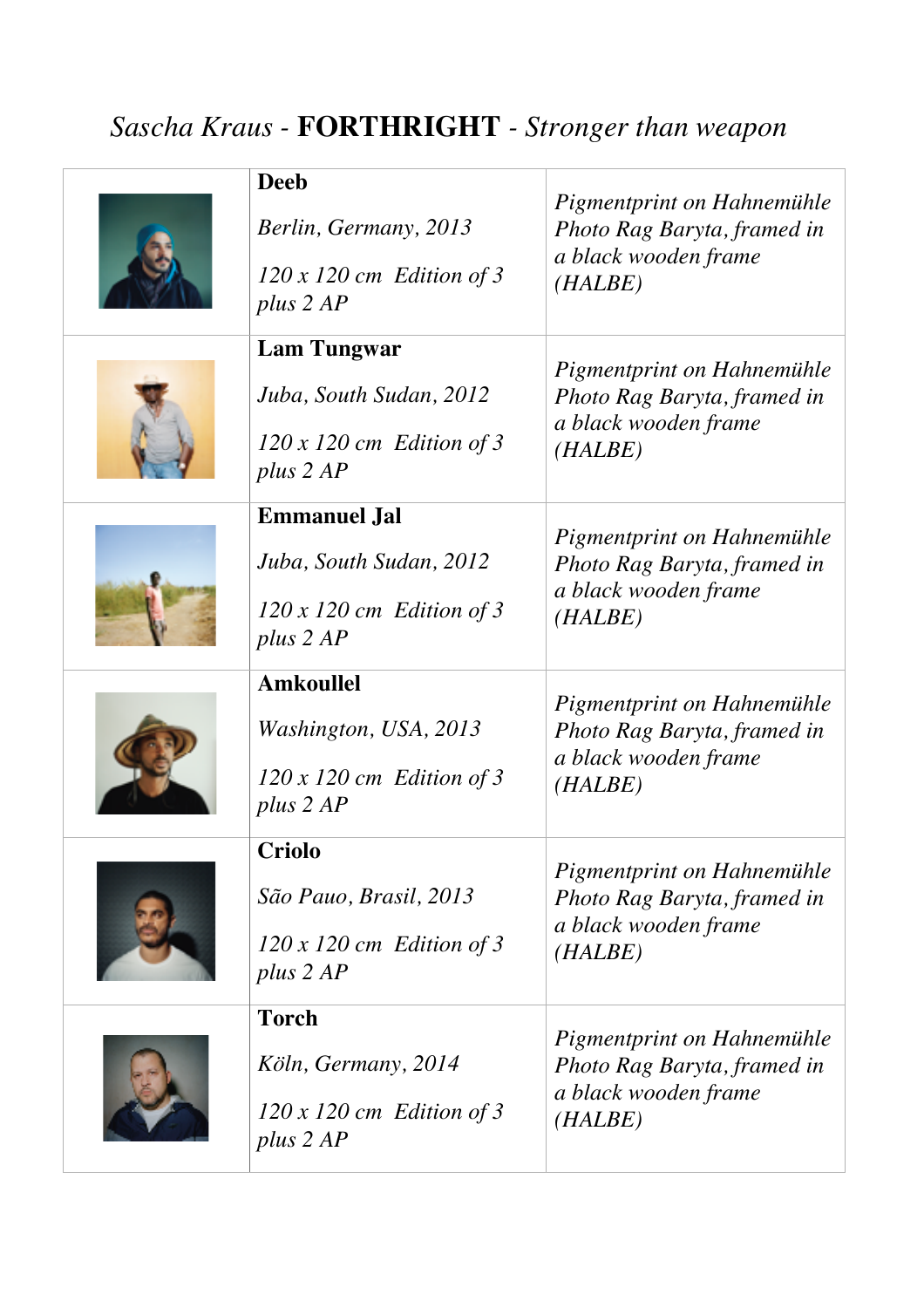*Sascha Kraus* - **FORTHRIGHT** - *Stronger than weapon*

| | | |
|---|---|---|
| | **Deeb**<br><br>*Berlin, Germany, 2013*<br><br>*120 x 120 cm  Edition of 3 plus 2 AP* | *Pigmentprint on Hahnemühle Photo Rag Baryta, framed in a black wooden frame (HALBE)* |
| | **Lam Tungwar**<br><br>*Juba, South Sudan, 2012*<br><br>*120 x 120 cm  Edition of 3 plus 2 AP* | *Pigmentprint on Hahnemühle Photo Rag Baryta, framed in a black wooden frame (HALBE)* |
| | **Emmanuel Jal**<br><br>*Juba, South Sudan, 2012*<br><br>*120 x 120 cm  Edition of 3 plus 2 AP* | *Pigmentprint on Hahnemühle Photo Rag Baryta, framed in a black wooden frame (HALBE)* |
| | **Amkoullel**<br><br>*Washington, USA, 2013*<br><br>*120 x 120 cm  Edition of 3 plus 2 AP* | *Pigmentprint on Hahnemühle Photo Rag Baryta, framed in a black wooden frame (HALBE)* |
| | **Criolo**<br><br>*São Pauo, Brasil, 2013*<br><br>*120 x 120 cm  Edition of 3 plus 2 AP* | *Pigmentprint on Hahnemühle Photo Rag Baryta, framed in a black wooden frame (HALBE)* |
| | **Torch**<br><br>*Köln, Germany, 2014*<br><br>*120 x 120 cm  Edition of 3 plus 2 AP* | *Pigmentprint on Hahnemühle Photo Rag Baryta, framed in a black wooden frame (HALBE)* |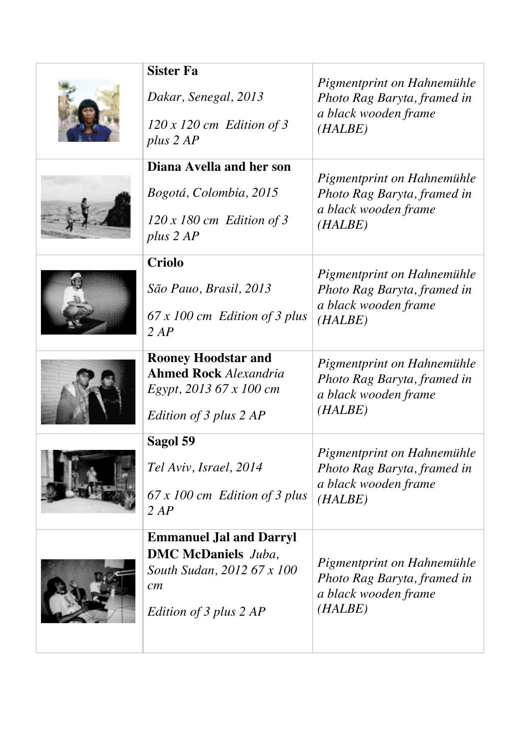| | | |
|---|---|---|
| | **Sister Fa**<br>*Dakar, Senegal, 2013*<br>*120 x 120 cm Edition of 3 plus 2 AP* | *Pigmentprint on Hahnemühle Photo Rag Baryta, framed in a black wooden frame (HALBE)* |
| | **Diana Avella and her son**<br>*Bogotá, Colombia, 2015*<br>*120 x 180 cm Edition of 3 plus 2 AP* | *Pigmentprint on Hahnemühle Photo Rag Baryta, framed in a black wooden frame (HALBE)* |
| | **Criolo**<br>*São Pauo, Brasil, 2013*<br>*67 x 100 cm Edition of 3 plus 2 AP* | *Pigmentprint on Hahnemühle Photo Rag Baryta, framed in a black wooden frame (HALBE)* |
| | **Rooney Hoodstar and Ahmed Rock** *Alexandria Egypt, 2013 67 x 100 cm*<br>*Edition of 3 plus 2 AP* | *Pigmentprint on Hahnemühle Photo Rag Baryta, framed in a black wooden frame (HALBE)* |
| | **Sagol 59**<br>*Tel Aviv, Israel, 2014*<br>*67 x 100 cm Edition of 3 plus 2 AP* | *Pigmentprint on Hahnemühle Photo Rag Baryta, framed in a black wooden frame (HALBE)* |
| | **Emmanuel Jal and Darryl DMC McDaniels** *Juba, South Sudan, 2012 67 x 100 cm*<br>*Edition of 3 plus 2 AP* | *Pigmentprint on Hahnemühle Photo Rag Baryta, framed in a black wooden frame (HALBE)* |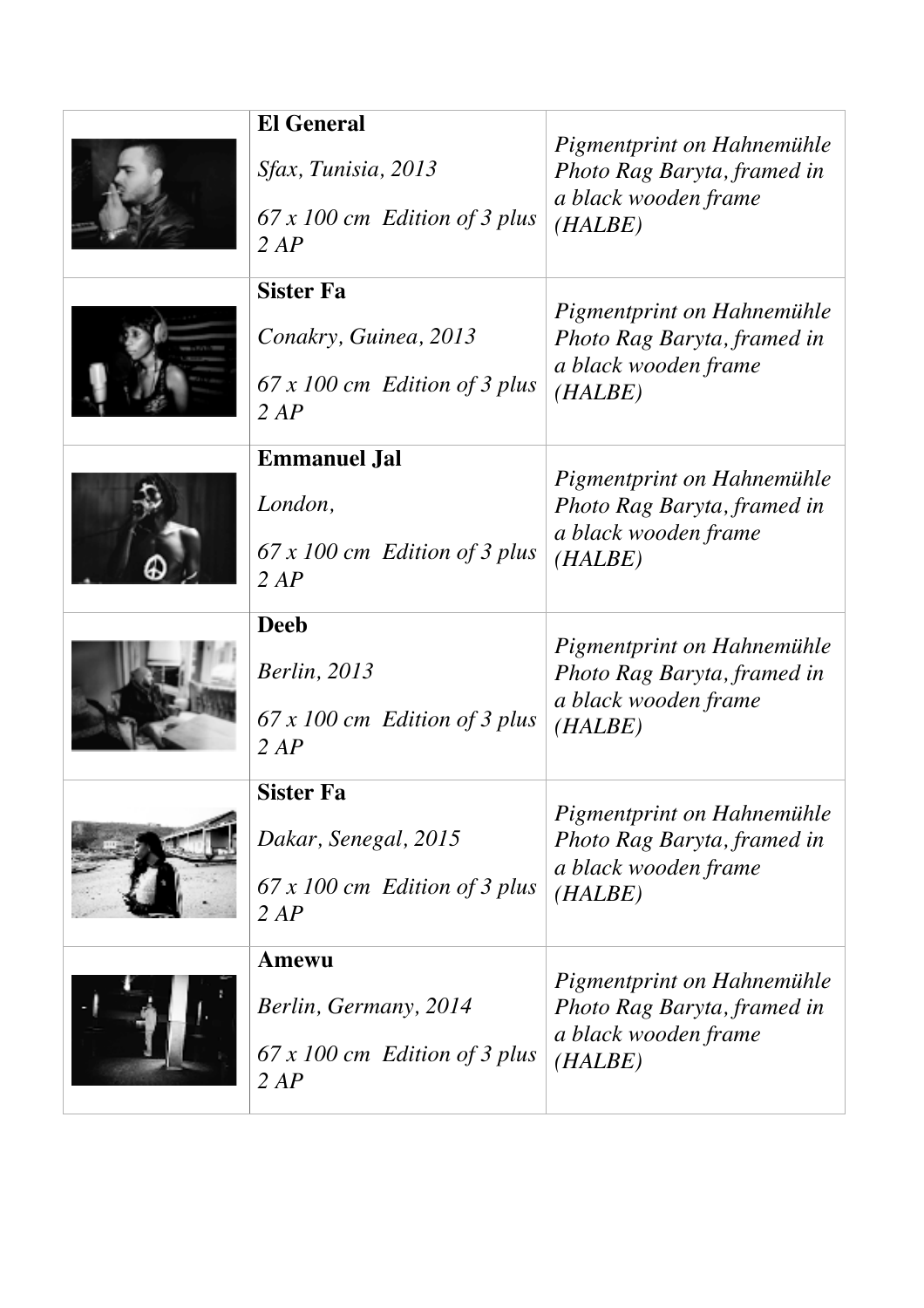| | | |
|---|---|---|
| | **El General**<br>*Sfax, Tunisia, 2013*<br>*67 x 100 cm Edition of 3 plus 2 AP* | *Pigmentprint on Hahnemühle Photo Rag Baryta, framed in a black wooden frame (HALBE)* |
| | **Sister Fa**<br>*Conakry, Guinea, 2013*<br>*67 x 100 cm Edition of 3 plus 2 AP* | *Pigmentprint on Hahnemühle Photo Rag Baryta, framed in a black wooden frame (HALBE)* |
| | **Emmanuel Jal**<br>*London,*<br>*67 x 100 cm Edition of 3 plus 2 AP* | *Pigmentprint on Hahnemühle Photo Rag Baryta, framed in a black wooden frame (HALBE)* |
| | **Deeb**<br>*Berlin, 2013*<br>*67 x 100 cm Edition of 3 plus 2 AP* | *Pigmentprint on Hahnemühle Photo Rag Baryta, framed in a black wooden frame (HALBE)* |
| | **Sister Fa**<br>*Dakar, Senegal, 2015*<br>*67 x 100 cm Edition of 3 plus 2 AP* | *Pigmentprint on Hahnemühle Photo Rag Baryta, framed in a black wooden frame (HALBE)* |
| | **Amewu**<br>*Berlin, Germany, 2014*<br>*67 x 100 cm Edition of 3 plus 2 AP* | *Pigmentprint on Hahnemühle Photo Rag Baryta, framed in a black wooden frame (HALBE)* |